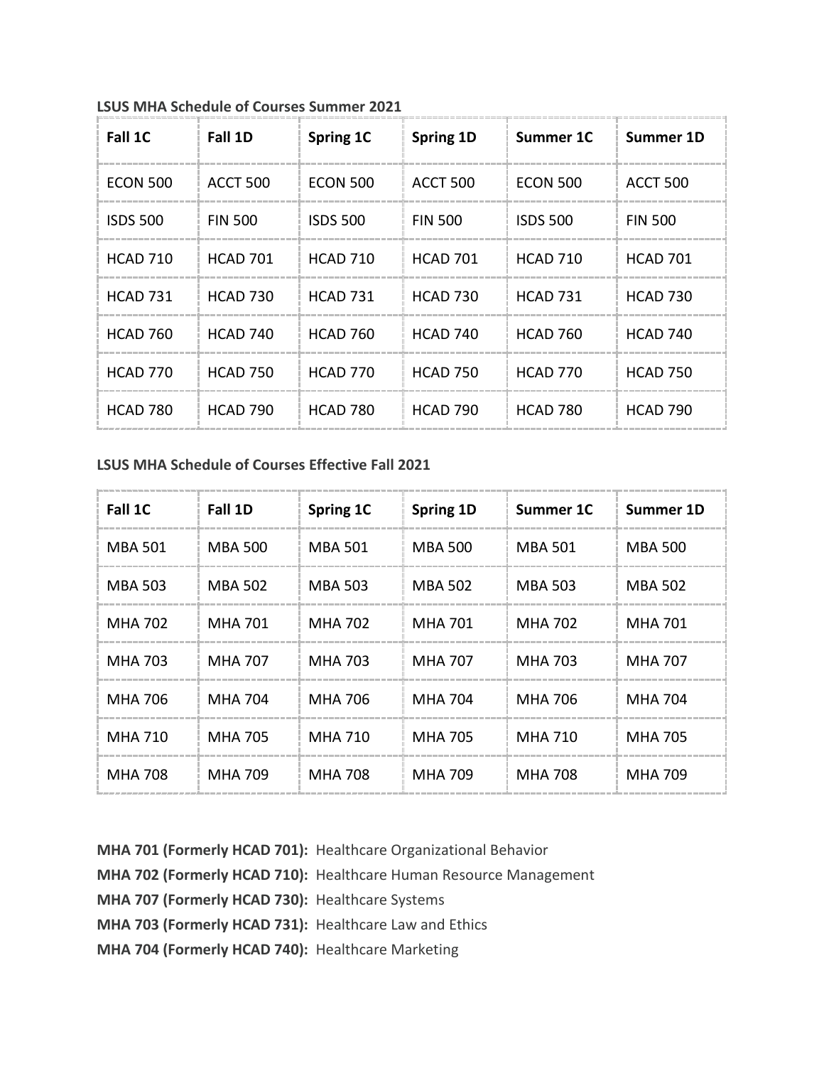**LSUS MHA Schedule of Courses Summer 2021**

| Fall 1C | Fall 1D | Spring 1C | Spring 1D | Summer 1C | Summer 1D |
|---|---|---|---|---|---|
| ECON 500 | ACCT 500 | ECON 500 | ACCT 500 | ECON 500 | ACCT 500 |
| ISDS 500 | FIN 500 | ISDS 500 | FIN 500 | ISDS 500 | FIN 500 |
| HCAD 710 | HCAD 701 | HCAD 710 | HCAD 701 | HCAD 710 | HCAD 701 |
| HCAD 731 | HCAD 730 | HCAD 731 | HCAD 730 | HCAD 731 | HCAD 730 |
| HCAD 760 | HCAD 740 | HCAD 760 | HCAD 740 | HCAD 760 | HCAD 740 |
| HCAD 770 | HCAD 750 | HCAD 770 | HCAD 750 | HCAD 770 | HCAD 750 |
| HCAD 780 | HCAD 790 | HCAD 780 | HCAD 790 | HCAD 780 | HCAD 790 |

**LSUS MHA Schedule of Courses Effective Fall 2021**

| Fall 1C | Fall 1D | Spring 1C | Spring 1D | Summer 1C | Summer 1D |
|---|---|---|---|---|---|
| MBA 501 | MBA 500 | MBA 501 | MBA 500 | MBA 501 | MBA 500 |
| MBA 503 | MBA 502 | MBA 503 | MBA 502 | MBA 503 | MBA 502 |
| MHA 702 | MHA 701 | MHA 702 | MHA 701 | MHA 702 | MHA 701 |
| MHA 703 | MHA 707 | MHA 703 | MHA 707 | MHA 703 | MHA 707 |
| MHA 706 | MHA 704 | MHA 706 | MHA 704 | MHA 706 | MHA 704 |
| MHA 710 | MHA 705 | MHA 710 | MHA 705 | MHA 710 | MHA 705 |
| MHA 708 | MHA 709 | MHA 708 | MHA 709 | MHA 708 | MHA 709 |

**MHA 701 (Formerly HCAD 701):** Healthcare Organizational Behavior
**MHA 702 (Formerly HCAD 710):** Healthcare Human Resource Management
**MHA 707 (Formerly HCAD 730):** Healthcare Systems
**MHA 703 (Formerly HCAD 731):** Healthcare Law and Ethics
**MHA 704 (Formerly HCAD 740):** Healthcare Marketing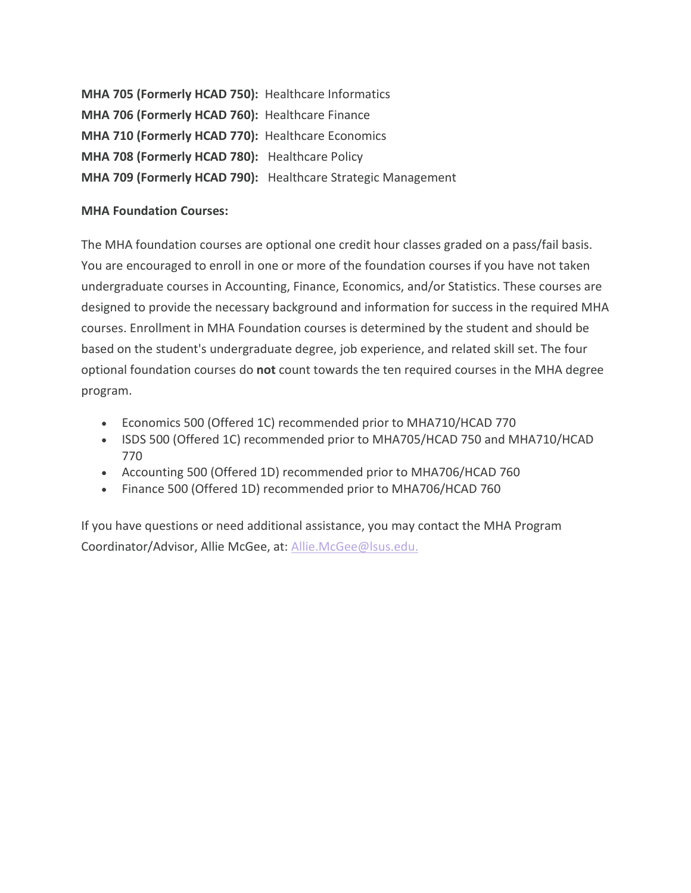**MHA 705 (Formerly HCAD 750):** Healthcare Informatics
**MHA 706 (Formerly HCAD 760):** Healthcare Finance
**MHA 710 (Formerly HCAD 770):** Healthcare Economics
**MHA 708 (Formerly HCAD 780):** Healthcare Policy
**MHA 709 (Formerly HCAD 790):** Healthcare Strategic Management

**MHA Foundation Courses:**

The MHA foundation courses are optional one credit hour classes graded on a pass/fail basis. You are encouraged to enroll in one or more of the foundation courses if you have not taken undergraduate courses in Accounting, Finance, Economics, and/or Statistics. These courses are designed to provide the necessary background and information for success in the required MHA courses. Enrollment in MHA Foundation courses is determined by the student and should be based on the student's undergraduate degree, job experience, and related skill set. The four optional foundation courses do **not** count towards the ten required courses in the MHA degree program.

- Economics 500 (Offered 1C) recommended prior to MHA710/HCAD 770
- ISDS 500 (Offered 1C) recommended prior to MHA705/HCAD 750 and MHA710/HCAD 770
- Accounting 500 (Offered 1D) recommended prior to MHA706/HCAD 760
- Finance 500 (Offered 1D) recommended prior to MHA706/HCAD 760

If you have questions or need additional assistance, you may contact the MHA Program Coordinator/Advisor, Allie McGee, at: Allie.McGee@lsus.edu.